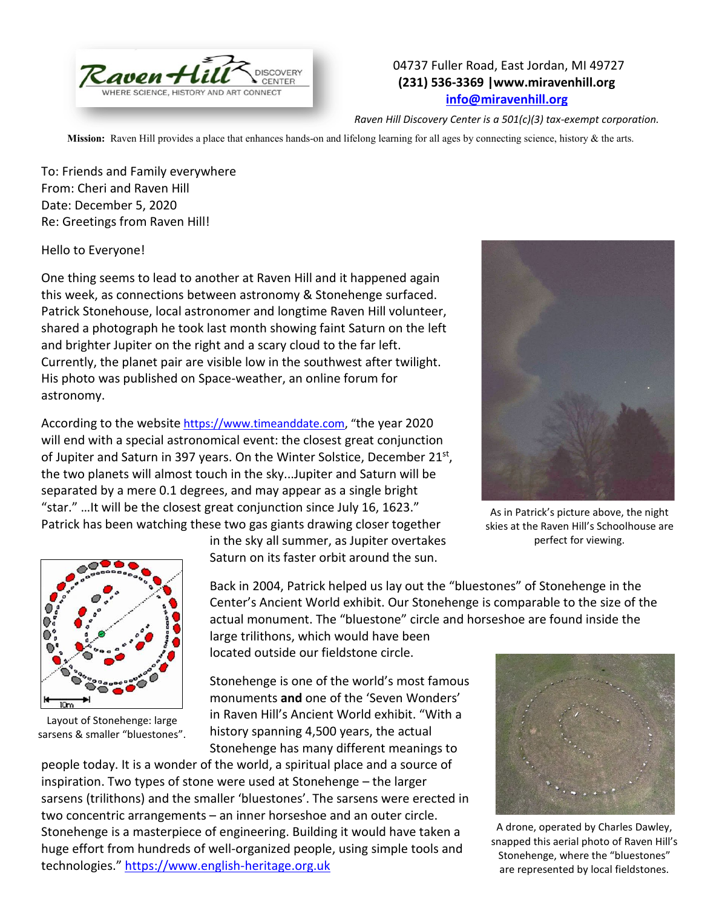Raven Hill DISCOVERY CENTER
WHERE SCIENCE, HISTORY AND ART CONNECT

04737 Fuller Road, East Jordan, MI 49727
**(231) 536-3369 |www.miravenhill.org**
**info@miravenhill.org**

*Raven Hill Discovery Center is a 501(c)(3) tax-exempt corporation.*

**Mission:** Raven Hill provides a place that enhances hands-on and lifelong learning for all ages by connecting science, history & the arts.

To: Friends and Family everywhere
From: Cheri and Raven Hill
Date: December 5, 2020
Re: Greetings from Raven Hill!

Hello to Everyone!

One thing seems to lead to another at Raven Hill and it happened again this week, as connections between astronomy & Stonehenge surfaced. Patrick Stonehouse, local astronomer and longtime Raven Hill volunteer, shared a photograph he took last month showing faint Saturn on the left and brighter Jupiter on the right and a scary cloud to the far left. Currently, the planet pair are visible low in the southwest after twilight. His photo was published on Space-weather, an online forum for astronomy.

According to the website https://www.timeanddate.com, "the year 2020 will end with a special astronomical event: the closest great conjunction of Jupiter and Saturn in 397 years. On the Winter Solstice, December 21st, the two planets will almost touch in the sky...Jupiter and Saturn will be separated by a mere 0.1 degrees, and may appear as a single bright "star." …It will be the closest great conjunction since July 16, 1623." Patrick has been watching these two gas giants drawing closer together in the sky all summer, as Jupiter overtakes Saturn on its faster orbit around the sun.

As in Patrick's picture above, the night skies at the Raven Hill's Schoolhouse are perfect for viewing.

Back in 2004, Patrick helped us lay out the "bluestones" of Stonehenge in the Center's Ancient World exhibit. Our Stonehenge is comparable to the size of the actual monument. The "bluestone" circle and horseshoe are found inside the large trilithons, which would have been located outside our fieldstone circle.

Layout of Stonehenge: large sarsens & smaller "bluestones".

Stonehenge is one of the world's most famous monuments **and** one of the 'Seven Wonders' in Raven Hill's Ancient World exhibit. "With a history spanning 4,500 years, the actual Stonehenge has many different meanings to people today. It is a wonder of the world, a spiritual place and a source of inspiration. Two types of stone were used at Stonehenge – the larger sarsens (trilithons) and the smaller 'bluestones'. The sarsens were erected in two concentric arrangements – an inner horseshoe and an outer circle. Stonehenge is a masterpiece of engineering. Building it would have taken a huge effort from hundreds of well-organized people, using simple tools and technologies." https://www.english-heritage.org.uk

A drone, operated by Charles Dawley, snapped this aerial photo of Raven Hill's Stonehenge, where the "bluestones" are represented by local fieldstones.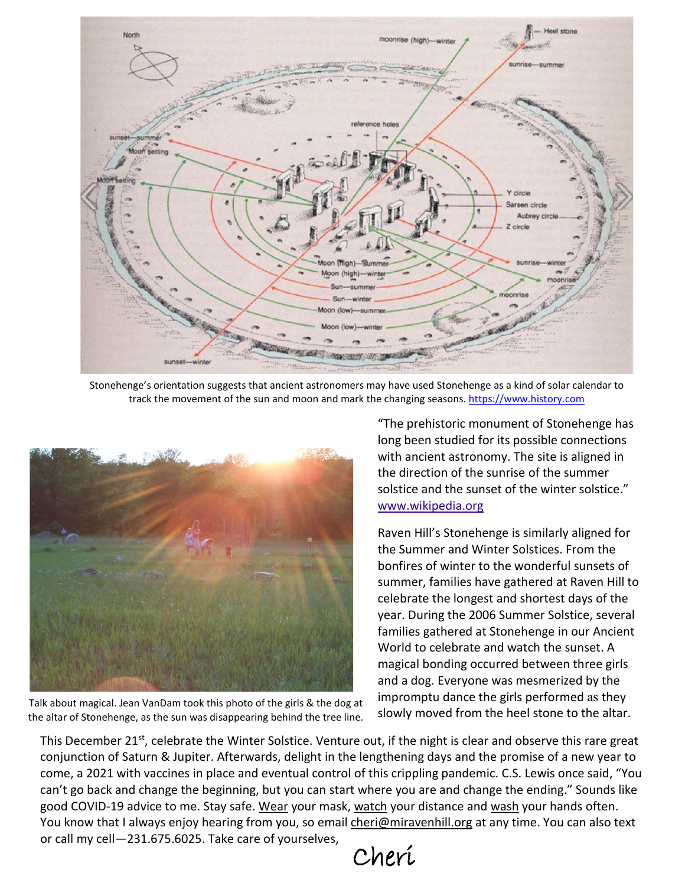North

moonrise (high)—winter

Heel stone

sunrise—summer

reference holes

sunset—summer

Moon setting

Moon setting

Y circle

Sarsen circle

Aubrey circle

Z circle

Moon (high)—Summer

Moon (high)—winter

Sun—summer

Sun—winter

Moon (low)—summer

Moon (low)—winter

sunrise—winter

moonrise

moonrise

sunset—winter

Stonehenge's orientation suggests that ancient astronomers may have used Stonehenge as a kind of solar calendar to track the movement of the sun and moon and mark the changing seasons. https://www.history.com

"The prehistoric monument of Stonehenge has long been studied for its possible connections with ancient astronomy. The site is aligned in the direction of the sunrise of the summer solstice and the sunset of the winter solstice." www.wikipedia.org

Raven Hill's Stonehenge is similarly aligned for the Summer and Winter Solstices. From the bonfires of winter to the wonderful sunsets of summer, families have gathered at Raven Hill to celebrate the longest and shortest days of the year. During the 2006 Summer Solstice, several families gathered at Stonehenge in our Ancient World to celebrate and watch the sunset. A magical bonding occurred between three girls and a dog. Everyone was mesmerized by the impromptu dance the girls performed as they slowly moved from the heel stone to the altar.

Talk about magical. Jean VanDam took this photo of the girls & the dog at the altar of Stonehenge, as the sun was disappearing behind the tree line.

This December 21st, celebrate the Winter Solstice. Venture out, if the night is clear and observe this rare great conjunction of Saturn & Jupiter. Afterwards, delight in the lengthening days and the promise of a new year to come, a 2021 with vaccines in place and eventual control of this crippling pandemic. C.S. Lewis once said, "You can't go back and change the beginning, but you can start where you are and change the ending." Sounds like good COVID-19 advice to me. Stay safe. Wear your mask, watch your distance and wash your hands often. You know that I always enjoy hearing from you, so email cheri@miravenhill.org at any time. You can also text or call my cell—231.675.6025. Take care of yourselves,

Cheri